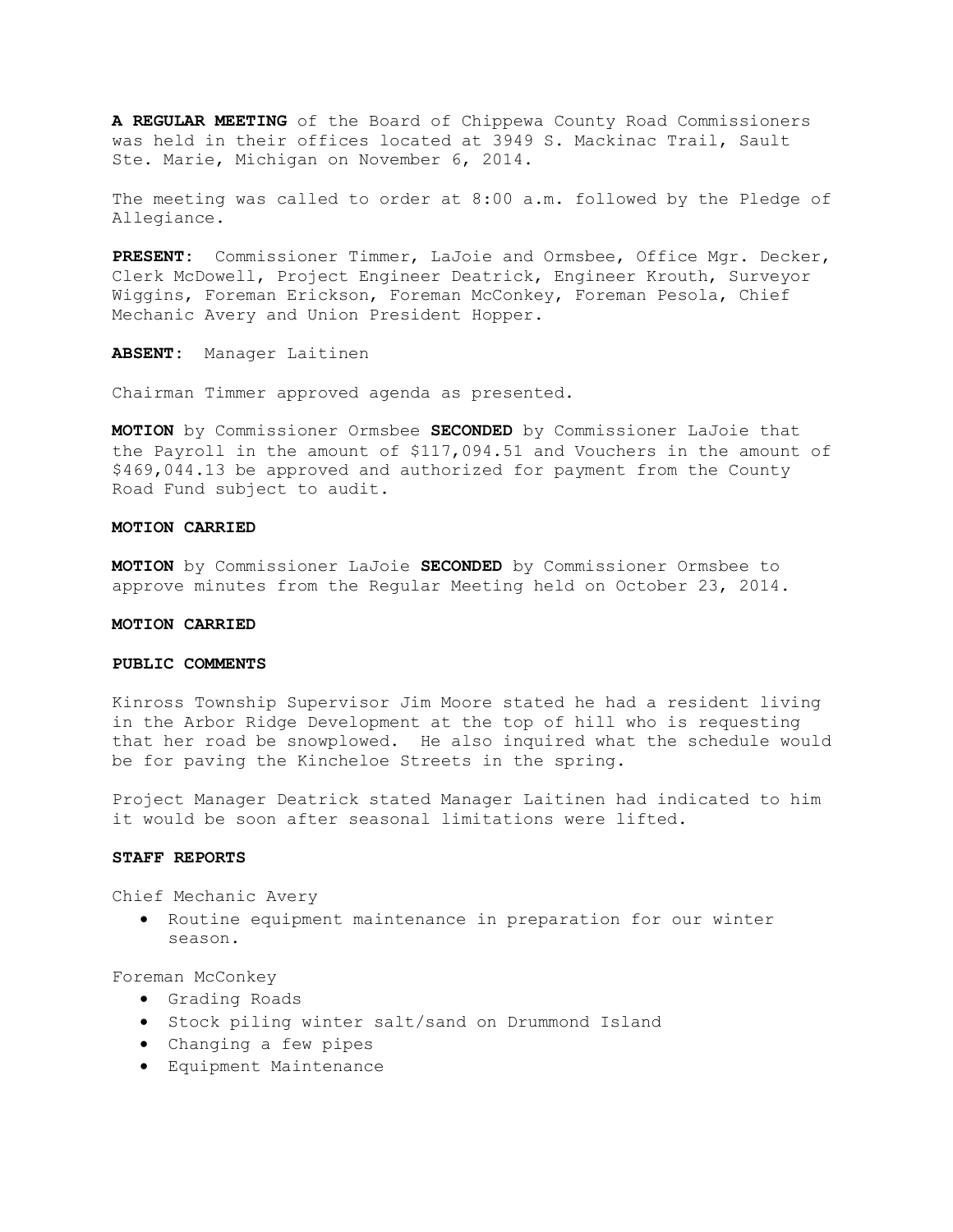**A REGULAR MEETING** of the Board of Chippewa County Road Commissioners was held in their offices located at 3949 S. Mackinac Trail, Sault Ste. Marie, Michigan on November 6, 2014.

The meeting was called to order at 8:00 a.m. followed by the Pledge of Allegiance.

**PRESENT:** Commissioner Timmer, LaJoie and Ormsbee, Office Mgr. Decker, Clerk McDowell, Project Engineer Deatrick, Engineer Krouth, Surveyor Wiggins, Foreman Erickson, Foreman McConkey, Foreman Pesola, Chief Mechanic Avery and Union President Hopper.

**ABSENT:** Manager Laitinen

Chairman Timmer approved agenda as presented.

**MOTION** by Commissioner Ormsbee **SECONDED** by Commissioner LaJoie that the Payroll in the amount of $117,094.51 and Vouchers in the amount of $469,044.13 be approved and authorized for payment from the County Road Fund subject to audit.

**MOTION CARRIED**

**MOTION** by Commissioner LaJoie **SECONDED** by Commissioner Ormsbee to approve minutes from the Regular Meeting held on October 23, 2014.

**MOTION CARRIED**

**PUBLIC COMMENTS**

Kinross Township Supervisor Jim Moore stated he had a resident living in the Arbor Ridge Development at the top of hill who is requesting that her road be snowplowed. He also inquired what the schedule would be for paving the Kincheloe Streets in the spring.

Project Manager Deatrick stated Manager Laitinen had indicated to him it would be soon after seasonal limitations were lifted.

**STAFF REPORTS**

Chief Mechanic Avery

- Routine equipment maintenance in preparation for our winter season.

Foreman McConkey

- Grading Roads
- Stock piling winter salt/sand on Drummond Island
- Changing a few pipes
- Equipment Maintenance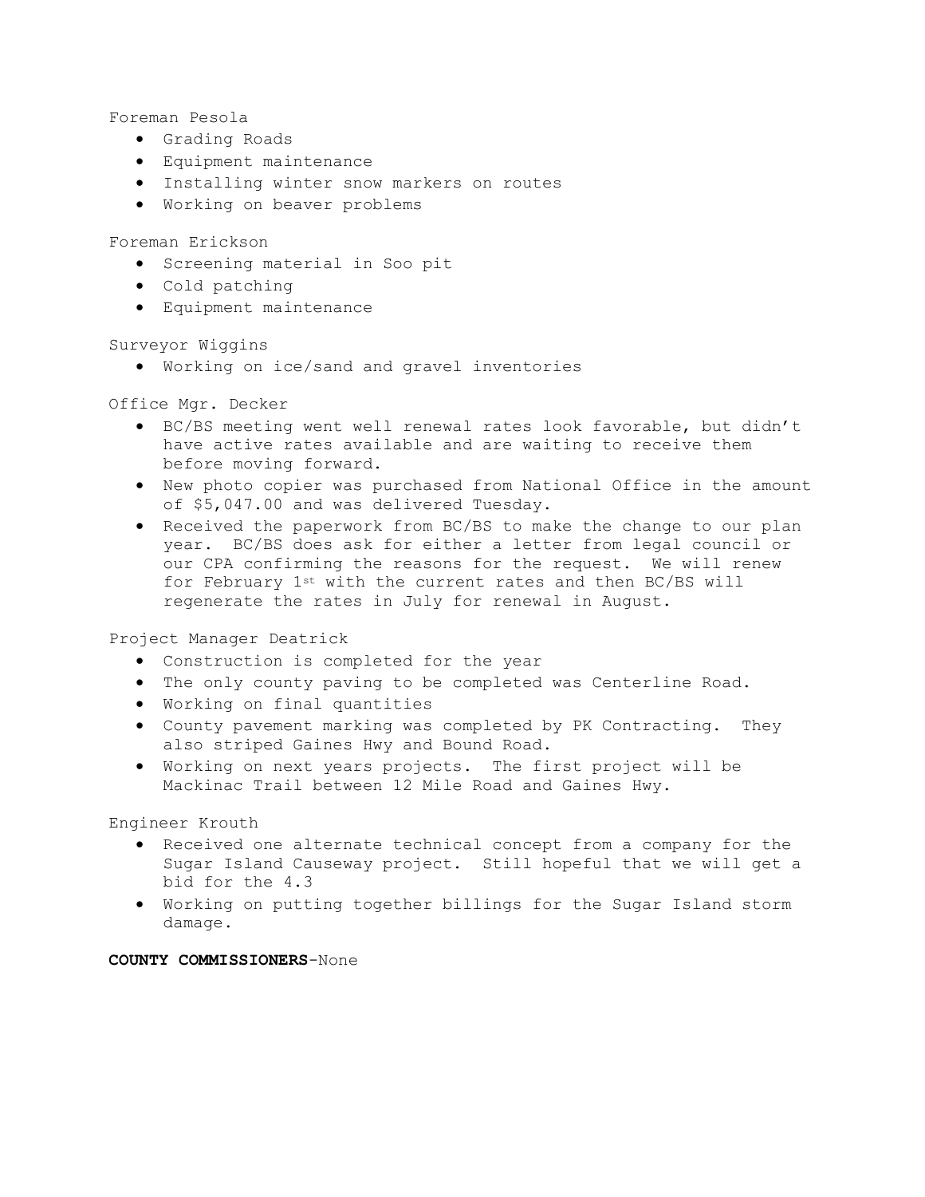Foreman Pesola

- Grading Roads
- Equipment maintenance
- Installing winter snow markers on routes
- Working on beaver problems

Foreman Erickson

- Screening material in Soo pit
- Cold patching
- Equipment maintenance

Surveyor Wiggins

- Working on ice/sand and gravel inventories

Office Mgr. Decker

- BC/BS meeting went well renewal rates look favorable, but didn't have active rates available and are waiting to receive them before moving forward.
- New photo copier was purchased from National Office in the amount of $5,047.00 and was delivered Tuesday.
- Received the paperwork from BC/BS to make the change to our plan year. BC/BS does ask for either a letter from legal council or our CPA confirming the reasons for the request. We will renew for February 1st with the current rates and then BC/BS will regenerate the rates in July for renewal in August.

Project Manager Deatrick

- Construction is completed for the year
- The only county paving to be completed was Centerline Road.
- Working on final quantities
- County pavement marking was completed by PK Contracting. They also striped Gaines Hwy and Bound Road.
- Working on next years projects. The first project will be Mackinac Trail between 12 Mile Road and Gaines Hwy.

Engineer Krouth

- Received one alternate technical concept from a company for the Sugar Island Causeway project. Still hopeful that we will get a bid for the 4.3
- Working on putting together billings for the Sugar Island storm damage.

**COUNTY COMMISSIONERS**-None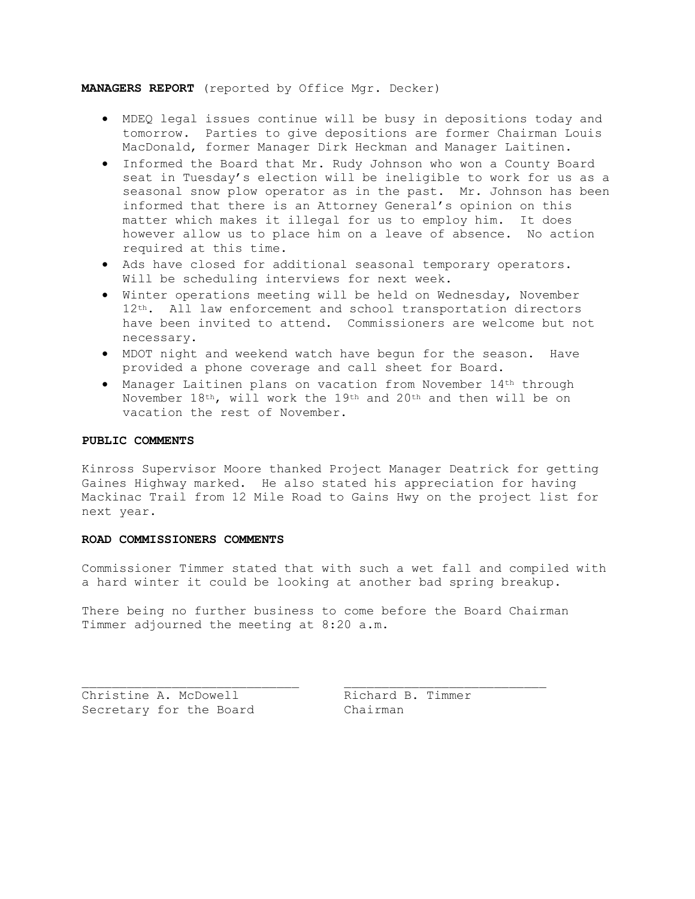**MANAGERS REPORT** (reported by Office Mgr. Decker)

- MDEQ legal issues continue will be busy in depositions today and tomorrow. Parties to give depositions are former Chairman Louis MacDonald, former Manager Dirk Heckman and Manager Laitinen.
- Informed the Board that Mr. Rudy Johnson who won a County Board seat in Tuesday's election will be ineligible to work for us as a seasonal snow plow operator as in the past. Mr. Johnson has been informed that there is an Attorney General's opinion on this matter which makes it illegal for us to employ him. It does however allow us to place him on a leave of absence. No action required at this time.
- Ads have closed for additional seasonal temporary operators. Will be scheduling interviews for next week.
- Winter operations meeting will be held on Wednesday, November 12th. All law enforcement and school transportation directors have been invited to attend. Commissioners are welcome but not necessary.
- MDOT night and weekend watch have begun for the season. Have provided a phone coverage and call sheet for Board.
- Manager Laitinen plans on vacation from November 14th through November 18th, will work the 19th and 20th and then will be on vacation the rest of November.

**PUBLIC COMMENTS**

Kinross Supervisor Moore thanked Project Manager Deatrick for getting Gaines Highway marked. He also stated his appreciation for having Mackinac Trail from 12 Mile Road to Gains Hwy on the project list for next year.

**ROAD COMMISSIONERS COMMENTS**

Commissioner Timmer stated that with such a wet fall and compiled with a hard winter it could be looking at another bad spring breakup.

There being no further business to come before the Board Chairman Timmer adjourned the meeting at 8:20 a.m.

| | |
|---|---|
| Christine A. McDowell | Richard B. Timmer |
| Secretary for the Board | Chairman |